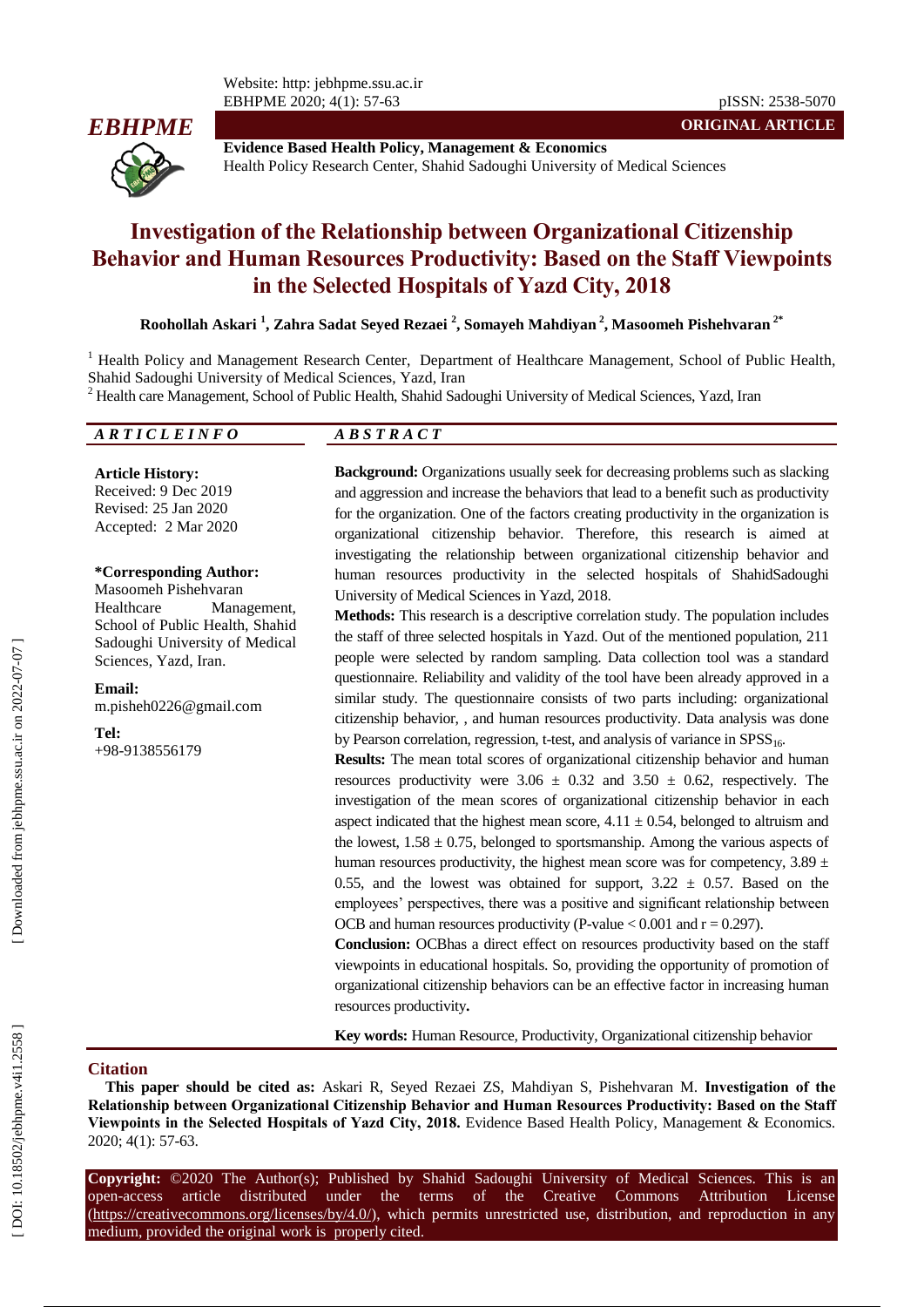**ORIGINAL ARTICLE**

**Evidence Based Health Policy, Management & Economics**
Health Policy Research Center, Shahid Sadoughi University of Medical Sciences

# Investigation of the Relationship between Organizational Citizenship Behavior and Human Resources Productivity: Based on the Staff Viewpoints in the Selected Hospitals of Yazd City, 2018

**Roohollah Askari [1], Zahra Sadat Seyed Rezaei [2], Somayeh Mahdiyan [2], Masoomeh Pishehvaran [2*]**

[1] Health Policy and Management Research Center, Department of Healthcare Management, School of Public Health, Shahid Sadoughi University of Medical Sciences, Yazd, Iran
[2] Health care Management, School of Public Health, Shahid Sadoughi University of Medical Sciences, Yazd, Iran

*ARTICLE INFO*

**Article History:**
Received: 9 Dec 2019
Revised: 25 Jan 2020
Accepted: 2 Mar 2020

**\*Corresponding Author:**
Masoomeh Pishehvaran
Healthcare Management, School of Public Health, Shahid Sadoughi University of Medical Sciences, Yazd, Iran.

**Email:**
m.pisheh0226@gmail.com

**Tel:**
+98-9138556179

*ABSTRACT*

**Background:** Organizations usually seek for decreasing problems such as slacking and aggression and increase the behaviors that lead to a benefit such as productivity for the organization. One of the factors creating productivity in the organization is organizational citizenship behavior. Therefore, this research is aimed at investigating the relationship between organizational citizenship behavior and human resources productivity in the selected hospitals of ShahidSadoughi University of Medical Sciences in Yazd, 2018.

**Methods:** This research is a descriptive correlation study. The population includes the staff of three selected hospitals in Yazd. Out of the mentioned population, 211 people were selected by random sampling. Data collection tool was a standard questionnaire. Reliability and validity of the tool have been already approved in a similar study. The questionnaire consists of two parts including: organizational citizenship behavior, , and human resources productivity. Data analysis was done by Pearson correlation, regression, t-test, and analysis of variance in $SPSS_{16}$.

**Results:** The mean total scores of organizational citizenship behavior and human resources productivity were $3.06 \pm 0.32$ and $3.50 \pm 0.62$, respectively. The investigation of the mean scores of organizational citizenship behavior in each aspect indicated that the highest mean score, $4.11 \pm 0.54$, belonged to altruism and the lowest, $1.58 \pm 0.75$, belonged to sportsmanship. Among the various aspects of human resources productivity, the highest mean score was for competency, $3.89 \pm 0.55$, and the lowest was obtained for support, $3.22 \pm 0.57$. Based on the employees' perspectives, there was a positive and significant relationship between OCB and human resources productivity (P-value $< 0.001$ and $r = 0.297$).

**Conclusion:** OCBhas a direct effect on resources productivity based on the staff viewpoints in educational hospitals. So, providing the opportunity of promotion of organizational citizenship behaviors can be an effective factor in increasing human resources productivity**.**

**Key words:** Human Resource, Productivity, Organizational citizenship behavior

## Citation

**This paper should be cited as:** Askari R, Seyed Rezaei ZS, Mahdiyan S, Pishehvaran M. **Investigation of the Relationship between Organizational Citizenship Behavior and Human Resources Productivity: Based on the Staff Viewpoints in the Selected Hospitals of Yazd City, 2018.** Evidence Based Health Policy, Management & Economics. 2020; 4(1): 57-63.

**Copyright:** ©2020 The Author(s); Published by Shahid Sadoughi University of Medical Sciences. This is an open-access article distributed under the terms of the Creative Commons Attribution License (https://creativecommons.org/licenses/by/4.0/), which permits unrestricted use, distribution, and reproduction in any medium, provided the original work is properly cited.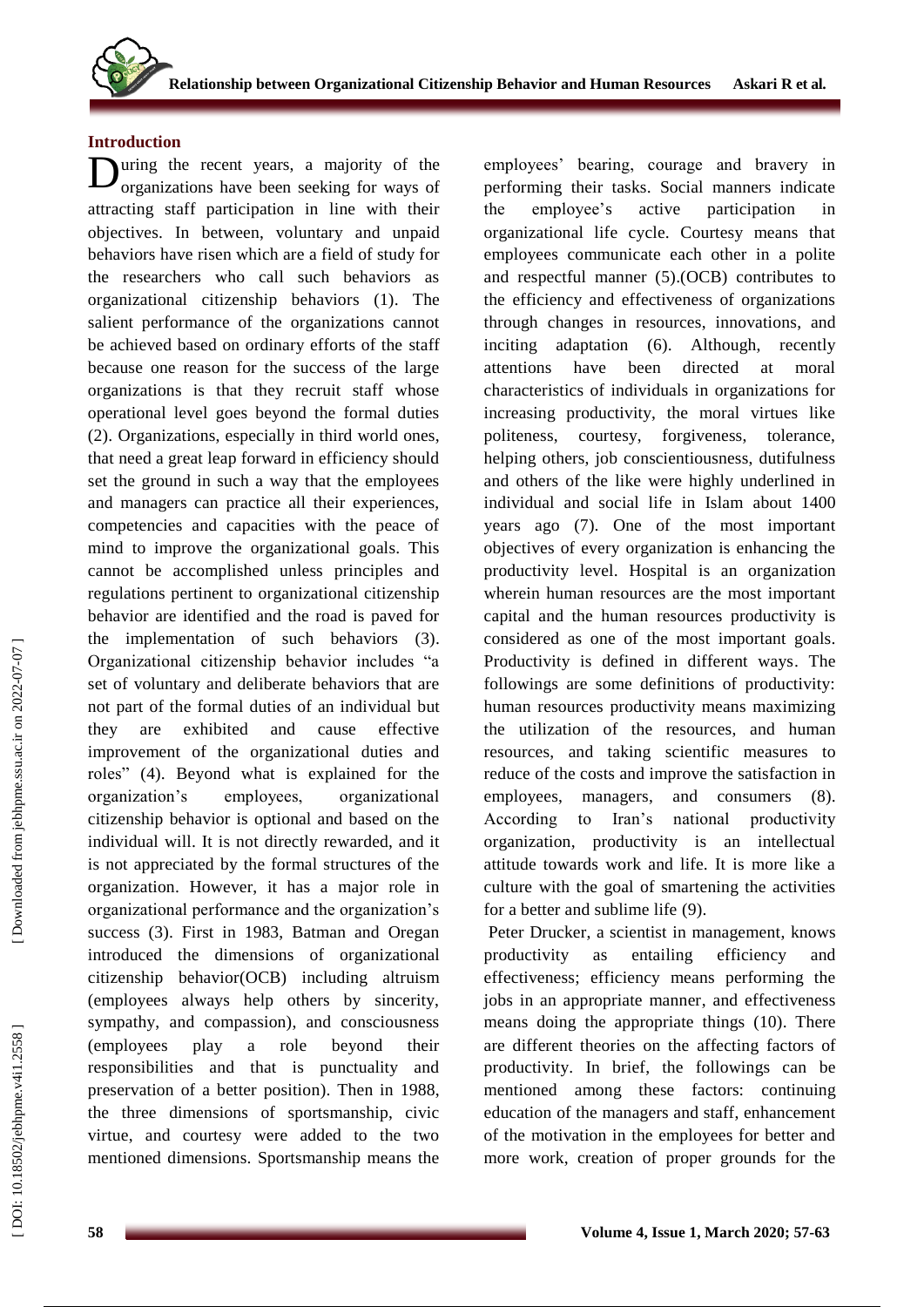## Introduction

During the recent years, a majority of the organizations have been seeking for ways of attracting staff participation in line with their objectives. In between, voluntary and unpaid behaviors have risen which are a field of study for the researchers who call such behaviors as organizational citizenship behaviors (1). The salient performance of the organizations cannot be achieved based on ordinary efforts of the staff because one reason for the success of the large organizations is that they recruit staff whose operational level goes beyond the formal duties (2). Organizations, especially in third world ones, that need a great leap forward in efficiency should set the ground in such a way that the employees and managers can practice all their experiences, competencies and capacities with the peace of mind to improve the organizational goals. This cannot be accomplished unless principles and regulations pertinent to organizational citizenship behavior are identified and the road is paved for the implementation of such behaviors (3). Organizational citizenship behavior includes "a set of voluntary and deliberate behaviors that are not part of the formal duties of an individual but they are exhibited and cause effective improvement of the organizational duties and roles" (4). Beyond what is explained for the organization's employees, organizational citizenship behavior is optional and based on the individual will. It is not directly rewarded, and it is not appreciated by the formal structures of the organization. However, it has a major role in organizational performance and the organization's success (3). First in 1983, Batman and Oregan introduced the dimensions of organizational citizenship behavior(OCB) including altruism (employees always help others by sincerity, sympathy, and compassion), and consciousness (employees play a role beyond their responsibilities and that is punctuality and preservation of a better position). Then in 1988, the three dimensions of sportsmanship, civic virtue, and courtesy were added to the two mentioned dimensions. Sportsmanship means the employees' bearing, courage and bravery in performing their tasks. Social manners indicate the employee's active participation in organizational life cycle. Courtesy means that employees communicate each other in a polite and respectful manner (5).(OCB) contributes to the efficiency and effectiveness of organizations through changes in resources, innovations, and inciting adaptation (6). Although, recently attentions have been directed at moral characteristics of individuals in organizations for increasing productivity, the moral virtues like politeness, courtesy, forgiveness, tolerance, helping others, job conscientiousness, dutifulness and others of the like were highly underlined in individual and social life in Islam about 1400 years ago (7). One of the most important objectives of every organization is enhancing the productivity level. Hospital is an organization wherein human resources are the most important capital and the human resources productivity is considered as one of the most important goals. Productivity is defined in different ways. The followings are some definitions of productivity: human resources productivity means maximizing the utilization of the resources, and human resources, and taking scientific measures to reduce of the costs and improve the satisfaction in employees, managers, and consumers (8). According to Iran's national productivity organization, productivity is an intellectual attitude towards work and life. It is more like a culture with the goal of smartening the activities for a better and sublime life (9).

Peter Drucker, a scientist in management, knows productivity as entailing efficiency and effectiveness; efficiency means performing the jobs in an appropriate manner, and effectiveness means doing the appropriate things (10). There are different theories on the affecting factors of productivity. In brief, the followings can be mentioned among these factors: continuing education of the managers and staff, enhancement of the motivation in the employees for better and more work, creation of proper grounds for the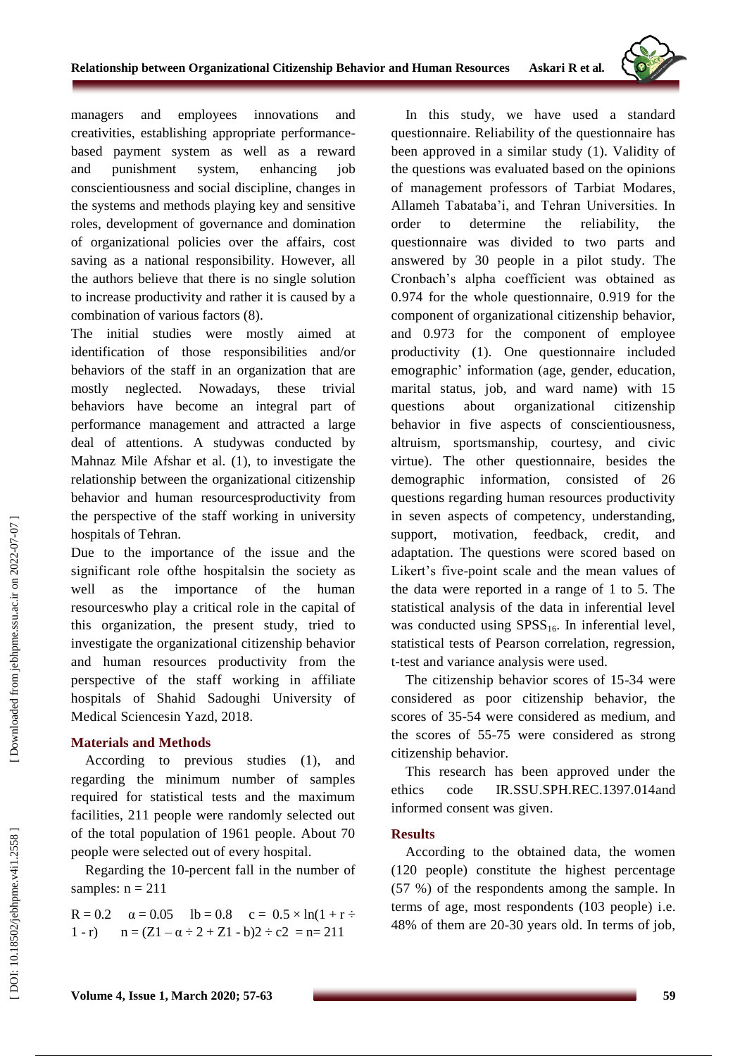managers and employees innovations and creativities, establishing appropriate performance-based payment system as well as a reward and punishment system, enhancing job conscientiousness and social discipline, changes in the systems and methods playing key and sensitive roles, development of governance and domination of organizational policies over the affairs, cost saving as a national responsibility. However, all the authors believe that there is no single solution to increase productivity and rather it is caused by a combination of various factors (8).

The initial studies were mostly aimed at identification of those responsibilities and/or behaviors of the staff in an organization that are mostly neglected. Nowadays, these trivial behaviors have become an integral part of performance management and attracted a large deal of attentions. A studywas conducted by Mahnaz Mile Afshar et al. (1), to investigate the relationship between the organizational citizenship behavior and human resourcesproductivity from the perspective of the staff working in university hospitals of Tehran.

Due to the importance of the issue and the significant role ofthe hospitalsin the society as well as the importance of the human resourceswho play a critical role in the capital of this organization, the present study, tried to investigate the organizational citizenship behavior and human resources productivity from the perspective of the staff working in affiliate hospitals of Shahid Sadoughi University of Medical Sciencesin Yazd, 2018.

## Materials and Methods

According to previous studies (1), and regarding the minimum number of samples required for statistical tests and the maximum facilities, 211 people were randomly selected out of the total population of 1961 people. About 70 people were selected out of every hospital.

Regarding the 10-percent fall in the number of samples: n = 211

R = 0.2  α = 0.05  lb = 0.8  c = 0.5 × ln(1 + r ÷ 1 - r)  n = (Z1 – α ÷ 2 + Z1 - b)2 ÷ c2 = n= 211

In this study, we have used a standard questionnaire. Reliability of the questionnaire has been approved in a similar study (1). Validity of the questions was evaluated based on the opinions of management professors of Tarbiat Modares, Allameh Tabataba'i, and Tehran Universities. In order to determine the reliability, the questionnaire was divided to two parts and answered by 30 people in a pilot study. The Cronbach's alpha coefficient was obtained as 0.974 for the whole questionnaire, 0.919 for the component of organizational citizenship behavior, and 0.973 for the component of employee productivity (1). One questionnaire included emographic' information (age, gender, education, marital status, job, and ward name) with 15 questions about organizational citizenship behavior in five aspects of conscientiousness, altruism, sportsmanship, courtesy, and civic virtue). The other questionnaire, besides the demographic information, consisted of 26 questions regarding human resources productivity in seven aspects of competency, understanding, support, motivation, feedback, credit, and adaptation. The questions were scored based on Likert's five-point scale and the mean values of the data were reported in a range of 1 to 5. The statistical analysis of the data in inferential level was conducted using $SPSS_{16}$. In inferential level, statistical tests of Pearson correlation, regression, t-test and variance analysis were used.

The citizenship behavior scores of 15-34 were considered as poor citizenship behavior, the scores of 35-54 were considered as medium, and the scores of 55-75 were considered as strong citizenship behavior.

This research has been approved under the ethics code IR.SSU.SPH.REC.1397.014and informed consent was given.

## Results

According to the obtained data, the women (120 people) constitute the highest percentage (57 %) of the respondents among the sample. In terms of age, most respondents (103 people) i.e. 48% of them are 20-30 years old. In terms of job,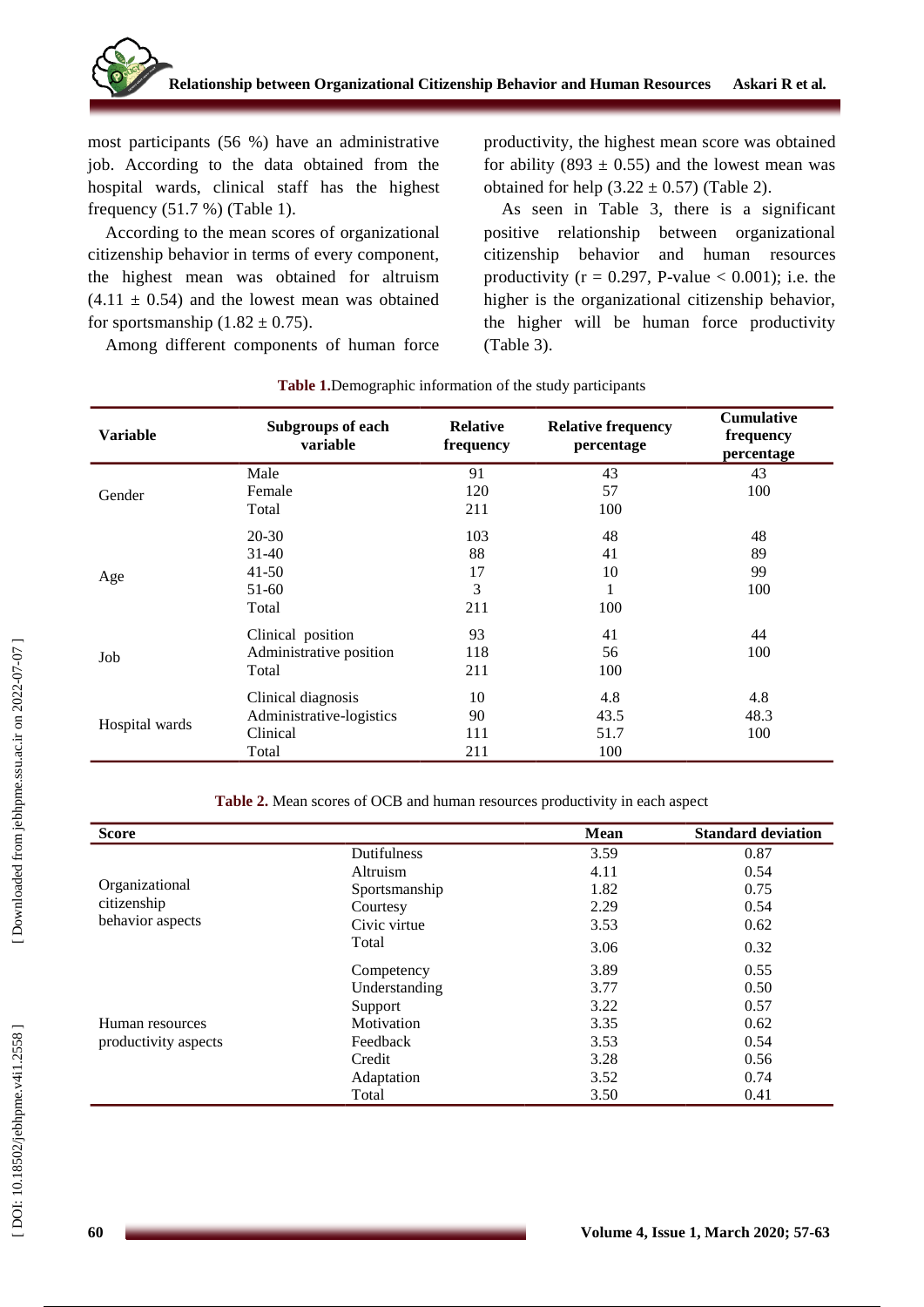most participants (56 %) have an administrative job. According to the data obtained from the hospital wards, clinical staff has the highest frequency (51.7 %) (Table 1).

According to the mean scores of organizational citizenship behavior in terms of every component, the highest mean was obtained for altruism (4.11 ± 0.54) and the lowest mean was obtained for sportsmanship (1.82 ± 0.75).

Among different components of human force productivity, the highest mean score was obtained for ability (893 ± 0.55) and the lowest mean was obtained for help (3.22 ± 0.57) (Table 2).

As seen in Table 3, there is a significant positive relationship between organizational citizenship behavior and human resources productivity (r = 0.297, P-value < 0.001); i.e. the higher is the organizational citizenship behavior, the higher will be human force productivity (Table 3).

**Table 1.** Demographic information of the study participants

| Variable | Subgroups of each variable | Relative frequency | Relative frequency percentage | Cumulative frequency percentage |
|---|---|---|---|---|
| Gender | Male | 91 | 43 | 43 |
| | Female | 120 | 57 | 100 |
| | Total | 211 | 100 | |
| Age | 20-30 | 103 | 48 | 48 |
| | 31-40 | 88 | 41 | 89 |
| | 41-50 | 17 | 10 | 99 |
| | 51-60 | 3 | 1 | 100 |
| | Total | 211 | 100 | |
| Job | Clinical position | 93 | 41 | 44 |
| | Administrative position | 118 | 56 | 100 |
| | Total | 211 | 100 | |
| Hospital wards | Clinical diagnosis | 10 | 4.8 | 4.8 |
| | Administrative-logistics | 90 | 43.5 | 48.3 |
| | Clinical | 111 | 51.7 | 100 |
| | Total | 211 | 100 | |

**Table 2.** Mean scores of OCB and human resources productivity in each aspect

| Score | | Mean | Standard deviation |
|---|---|---|---|
| Organizational citizenship behavior aspects | Dutifulness | 3.59 | 0.87 |
| | Altruism | 4.11 | 0.54 |
| | Sportsmanship | 1.82 | 0.75 |
| | Courtesy | 2.29 | 0.54 |
| | Civic virtue | 3.53 | 0.62 |
| | Total | 3.06 | 0.32 |
| Human resources productivity aspects | Competency | 3.89 | 0.55 |
| | Understanding | 3.77 | 0.50 |
| | Support | 3.22 | 0.57 |
| | Motivation | 3.35 | 0.62 |
| | Feedback | 3.53 | 0.54 |
| | Credit | 3.28 | 0.56 |
| | Adaptation | 3.52 | 0.74 |
| | Total | 3.50 | 0.41 |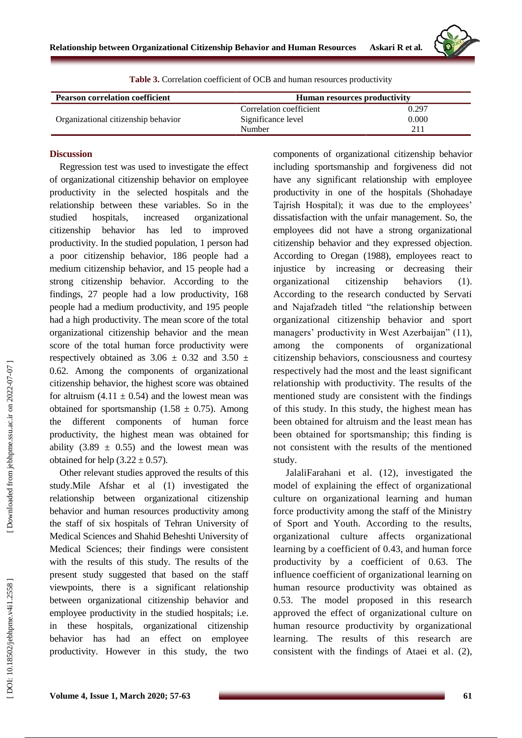**Table 3.** Correlation coefficient of OCB and human resources productivity

| Pearson correlation coefficient | Human resources productivity | |
|---|---|---|
| Organizational citizenship behavior | Correlation coefficient | 0.297 |
| | Significance level | 0.000 |
| | Number | 211 |

## Discussion

Regression test was used to investigate the effect of organizational citizenship behavior on employee productivity in the selected hospitals and the relationship between these variables. So in the studied hospitals, increased organizational citizenship behavior has led to improved productivity. In the studied population, 1 person had a poor citizenship behavior, 186 people had a medium citizenship behavior, and 15 people had a strong citizenship behavior. According to the findings, 27 people had a low productivity, 168 people had a medium productivity, and 195 people had a high productivity. The mean score of the total organizational citizenship behavior and the mean score of the total human force productivity were respectively obtained as $3.06 \pm 0.32$ and $3.50 \pm 0.62$. Among the components of organizational citizenship behavior, the highest score was obtained for altruism ($4.11 \pm 0.54$) and the lowest mean was obtained for sportsmanship ($1.58 \pm 0.75$). Among the different components of human force productivity, the highest mean was obtained for ability ($3.89 \pm 0.55$) and the lowest mean was obtained for help ($3.22 \pm 0.57$).

Other relevant studies approved the results of this study.Mile Afshar et al (1) investigated the relationship between organizational citizenship behavior and human resources productivity among the staff of six hospitals of Tehran University of Medical Sciences and Shahid Beheshti University of Medical Sciences; their findings were consistent with the results of this study. The results of the present study suggested that based on the staff viewpoints, there is a significant relationship between organizational citizenship behavior and employee productivity in the studied hospitals; i.e. in these hospitals, organizational citizenship behavior has had an effect on employee productivity. However in this study, the two components of organizational citizenship behavior including sportsmanship and forgiveness did not have any significant relationship with employee productivity in one of the hospitals (Shohadaye Tajrish Hospital); it was due to the employees' dissatisfaction with the unfair management. So, the employees did not have a strong organizational citizenship behavior and they expressed objection. According to Oregan (1988), employees react to injustice by increasing or decreasing their organizational citizenship behaviors (1). According to the research conducted by Servati and Najafzadeh titled "the relationship between organizational citizenship behavior and sport managers' productivity in West Azerbaijan" (11), among the components of organizational citizenship behaviors, consciousness and courtesy respectively had the most and the least significant relationship with productivity. The results of the mentioned study are consistent with the findings of this study. In this study, the highest mean has been obtained for altruism and the least mean has been obtained for sportsmanship; this finding is not consistent with the results of the mentioned study.

JalaliFarahani et al. (12), investigated the model of explaining the effect of organizational culture on organizational learning and human force productivity among the staff of the Ministry of Sport and Youth. According to the results, organizational culture affects organizational learning by a coefficient of 0.43, and human force productivity by a coefficient of 0.63. The influence coefficient of organizational learning on human resource productivity was obtained as 0.53. The model proposed in this research approved the effect of organizational culture on human resource productivity by organizational learning. The results of this research are consistent with the findings of Ataei et al. (2),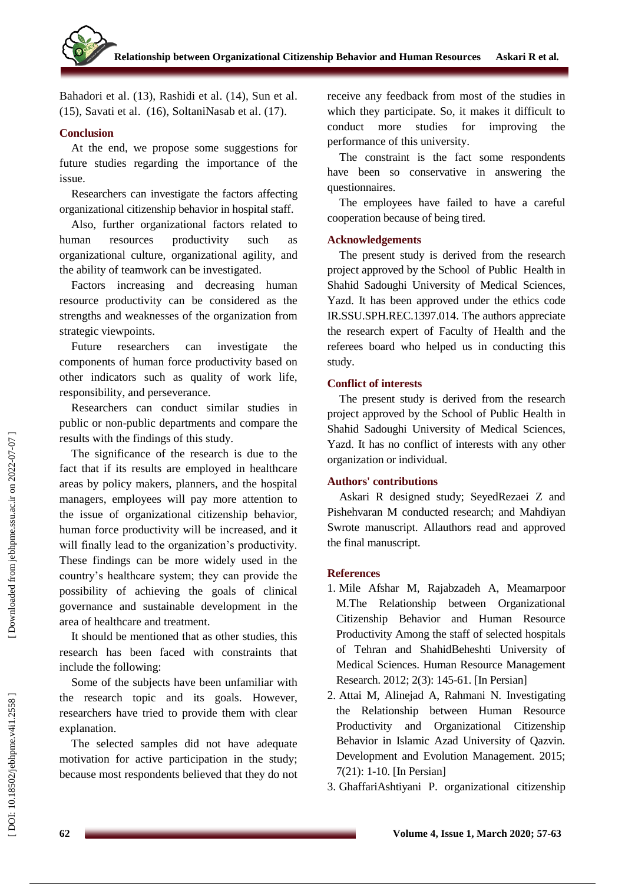Bahadori et al. (13), Rashidi et al. (14), Sun et al. (15), Savati et al. (16), SoltaniNasab et al. (17).

## Conclusion

At the end, we propose some suggestions for future studies regarding the importance of the issue.

Researchers can investigate the factors affecting organizational citizenship behavior in hospital staff.

Also, further organizational factors related to human resources productivity such as organizational culture, organizational agility, and the ability of teamwork can be investigated.

Factors increasing and decreasing human resource productivity can be considered as the strengths and weaknesses of the organization from strategic viewpoints.

Future researchers can investigate the components of human force productivity based on other indicators such as quality of work life, responsibility, and perseverance.

Researchers can conduct similar studies in public or non-public departments and compare the results with the findings of this study.

The significance of the research is due to the fact that if its results are employed in healthcare areas by policy makers, planners, and the hospital managers, employees will pay more attention to the issue of organizational citizenship behavior, human force productivity will be increased, and it will finally lead to the organization's productivity. These findings can be more widely used in the country's healthcare system; they can provide the possibility of achieving the goals of clinical governance and sustainable development in the area of healthcare and treatment.

It should be mentioned that as other studies, this research has been faced with constraints that include the following:

Some of the subjects have been unfamiliar with the research topic and its goals. However, researchers have tried to provide them with clear explanation.

The selected samples did not have adequate motivation for active participation in the study; because most respondents believed that they do not receive any feedback from most of the studies in which they participate. So, it makes it difficult to conduct more studies for improving the performance of this university.

The constraint is the fact some respondents have been so conservative in answering the questionnaires.

The employees have failed to have a careful cooperation because of being tired.

## Acknowledgements

The present study is derived from the research project approved by the School of Public Health in Shahid Sadoughi University of Medical Sciences, Yazd. It has been approved under the ethics code IR.SSU.SPH.REC.1397.014. The authors appreciate the research expert of Faculty of Health and the referees board who helped us in conducting this study.

## Conflict of interests

The present study is derived from the research project approved by the School of Public Health in Shahid Sadoughi University of Medical Sciences, Yazd. It has no conflict of interests with any other organization or individual.

## Authors' contributions

Askari R designed study; SeyedRezaei Z and Pishehvaran M conducted research; and Mahdiyan Swrote manuscript. Allauthors read and approved the final manuscript.

## References

1. Mile Afshar M, Rajabzadeh A, Meamarpoor M.The Relationship between Organizational Citizenship Behavior and Human Resource Productivity Among the staff of selected hospitals of Tehran and ShahidBeheshti University of Medical Sciences. Human Resource Management Research. 2012; 2(3): 145-61. [In Persian]
2. Attai M, Alinejad A, Rahmani N. Investigating the Relationship between Human Resource Productivity and Organizational Citizenship Behavior in Islamic Azad University of Qazvin. Development and Evolution Management. 2015; 7(21): 1-10. [In Persian]
3. GhaffariAshtiyani P. organizational citizenship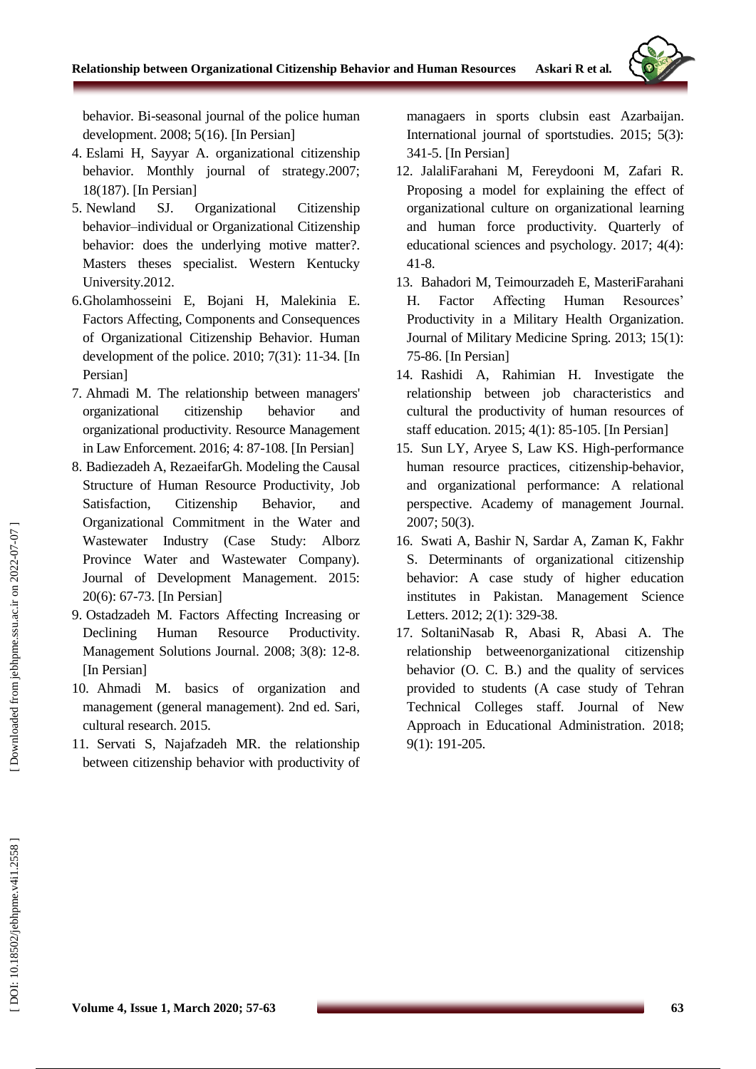behavior. Bi-seasonal journal of the police human development. 2008; 5(16). [In Persian]

4. Eslami H, Sayyar A. organizational citizenship behavior. Monthly journal of strategy.2007; 18(187). [In Persian]
5. Newland SJ. Organizational Citizenship behavior–individual or Organizational Citizenship behavior: does the underlying motive matter?. Masters theses specialist. Western Kentucky University.2012.
6. Gholamhosseini E, Bojani H, Malekinia E. Factors Affecting, Components and Consequences of Organizational Citizenship Behavior. Human development of the police. 2010; 7(31): 11-34. [In Persian]
7. Ahmadi M. The relationship between managers' organizational citizenship behavior and organizational productivity. Resource Management in Law Enforcement. 2016; 4: 87-108. [In Persian]
8. Badiezadeh A, RezaeifarGh. Modeling the Causal Structure of Human Resource Productivity, Job Satisfaction, Citizenship Behavior, and Organizational Commitment in the Water and Wastewater Industry (Case Study: Alborz Province Water and Wastewater Company). Journal of Development Management. 2015: 20(6): 67-73. [In Persian]
9. Ostadzadeh M. Factors Affecting Increasing or Declining Human Resource Productivity. Management Solutions Journal. 2008; 3(8): 12-8. [In Persian]
10. Ahmadi M. basics of organization and management (general management). 2nd ed. Sari, cultural research. 2015.
11. Servati S, Najafzadeh MR. the relationship between citizenship behavior with productivity of managaers in sports clubsin east Azarbaijan. International journal of sportstudies. 2015; 5(3): 341-5. [In Persian]
12. JalaliFarahani M, Fereydooni M, Zafari R. Proposing a model for explaining the effect of organizational culture on organizational learning and human force productivity. Quarterly of educational sciences and psychology. 2017; 4(4): 41-8.
13. Bahadori M, Teimourzadeh E, MasteriFarahani H. Factor Affecting Human Resources' Productivity in a Military Health Organization. Journal of Military Medicine Spring. 2013; 15(1): 75-86. [In Persian]
14. Rashidi A, Rahimian H. Investigate the relationship between job characteristics and cultural the productivity of human resources of staff education. 2015; 4(1): 85-105. [In Persian]
15. Sun LY, Aryee S, Law KS. High-performance human resource practices, citizenship-behavior, and organizational performance: A relational perspective. Academy of management Journal. 2007; 50(3).
16. Swati A, Bashir N, Sardar A, Zaman K, Fakhr S. Determinants of organizational citizenship behavior: A case study of higher education institutes in Pakistan. Management Science Letters. 2012; 2(1): 329-38.
17. SoltaniNasab R, Abasi R, Abasi A. The relationship betweenorganizational citizenship behavior (O. C. B.) and the quality of services provided to students (A case study of Tehran Technical Colleges staff. Journal of New Approach in Educational Administration. 2018; 9(1): 191-205.